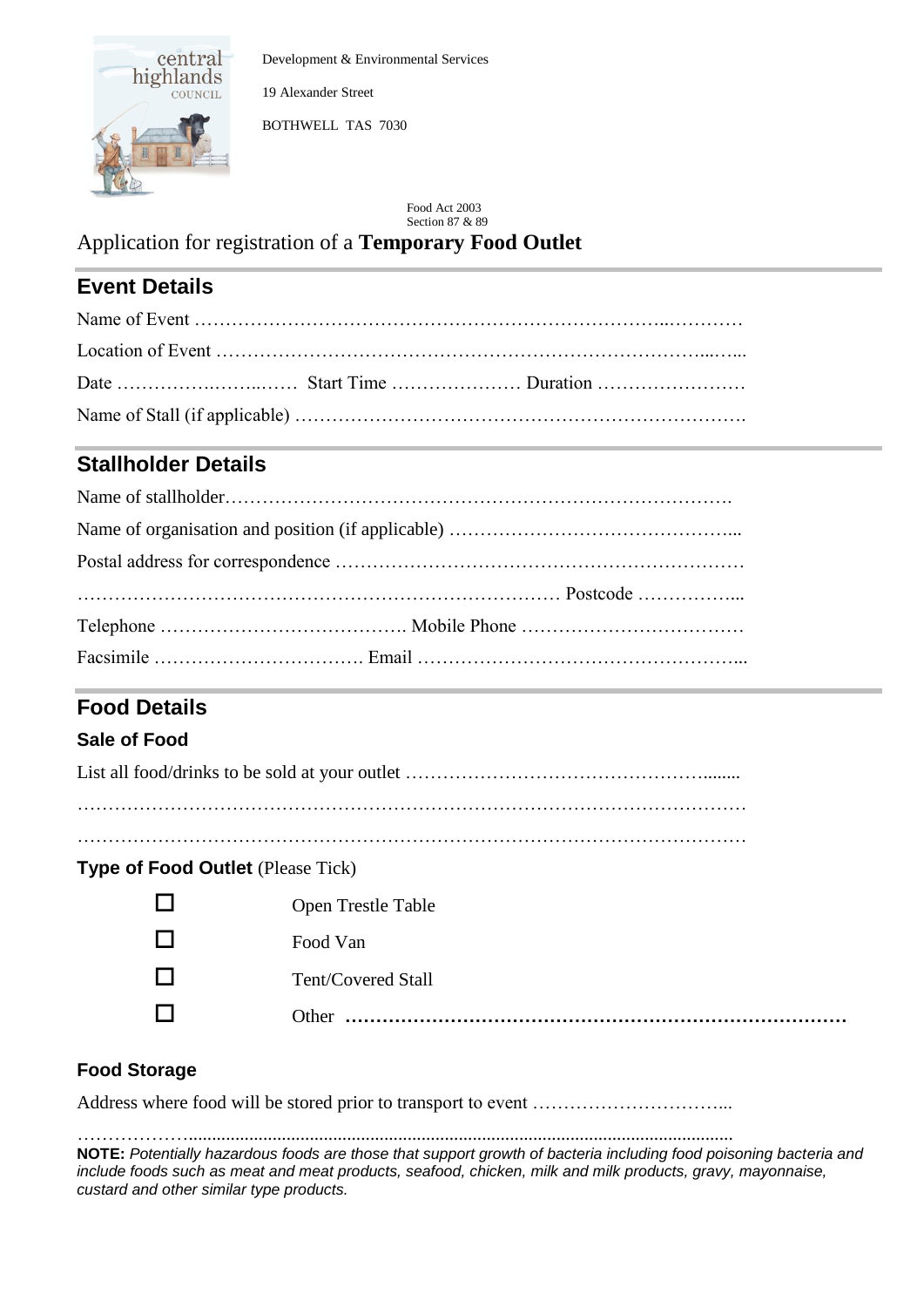Development & Environmental Services

19 Alexander Street

BOTHWELL TAS 7030

Food Act 2003
Section 87 & 89

# Application for registration of a **Temporary Food Outlet**

## Event Details

Name of Event …………………………………………………………………..…………

Location of Event ……………………………………………………………………...…...

Date …………….……..…… Start Time ………………… Duration ……………………

Name of Stall (if applicable) ……………………………………………………………….

## Stallholder Details

Name of stallholder……………………………………………………………………….

Name of organisation and position (if applicable) ………………………………………...

Postal address for correspondence …………………………………………………………

………………………………………………………………… Postcode ……………...

Telephone …………………………………. Mobile Phone ………………………………

Facsimile ……………………………. Email ……………………………………………...

## Food Details

### Sale of Food

List all food/drinks to be sold at your outlet ……………………………………….......

…………………………………………………………………………………………………

…………………………………………………………………………………………………

**Type of Food Outlet** (Please Tick)

- ☐ Open Trestle Table
- ☐ Food Van
- ☐ Tent/Covered Stall
- ☐ Other **………………………………………………………………………**

### Food Storage

Address where food will be stored prior to transport to event …………………………...

……………….................................................................................................................

**NOTE:** *Potentially hazardous foods are those that support growth of bacteria including food poisoning bacteria and include foods such as meat and meat products, seafood, chicken, milk and milk products, gravy, mayonnaise, custard and other similar type products.*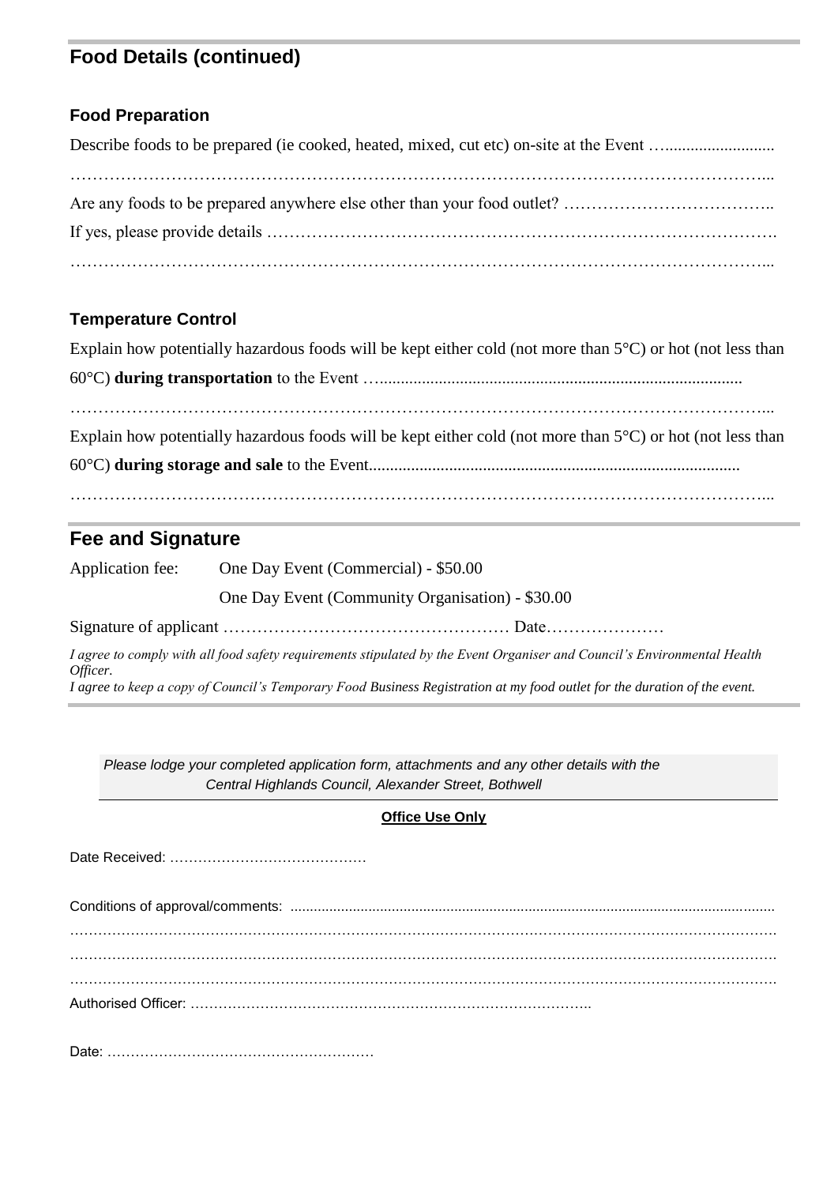## Food Details (continued)

### Food Preparation

Describe foods to be prepared (ie cooked, heated, mixed, cut etc) on-site at the Event …..........................

…………………………………………………………………………………………………………...

Are any foods to be prepared anywhere else other than your food outlet? ………………………………..

If yes, please provide details …………………………………………………………………………….

…………………………………………………………………………………………………………...

### Temperature Control

Explain how potentially hazardous foods will be kept either cold (not more than 5°C) or hot (not less than 60°C) **during transportation** to the Event …....................................................................................

…………………………………………………………………………………………………………...

Explain how potentially hazardous foods will be kept either cold (not more than 5°C) or hot (not less than 60°C) **during storage and sale** to the Event.......................................................................................

…………………………………………………………………………………………………………...

## Fee and Signature

Application fee: One Day Event (Commercial) - $50.00

One Day Event (Community Organisation) - $30.00

Signature of applicant …………………………………………… Date…………………

*I agree to comply with all food safety requirements stipulated by the Event Organiser and Council's Environmental Health Officer.*
*I agree to keep a copy of Council's Temporary Food Business Registration at my food outlet for the duration of the event.*

*Please lodge your completed application form, attachments and any other details with the Central Highlands Council, Alexander Street, Bothwell*

**Office Use Only**

Date Received: ……………………………………

Conditions of approval/comments: ..........................................................................................................................

……………………………………………………………………………………………………………………………

……………………………………………………………………………………………………………………………

……………………………………………………………………………………………………………………………

Authorised Officer: …………………………………………………………………………..

Date: …………………………………………………